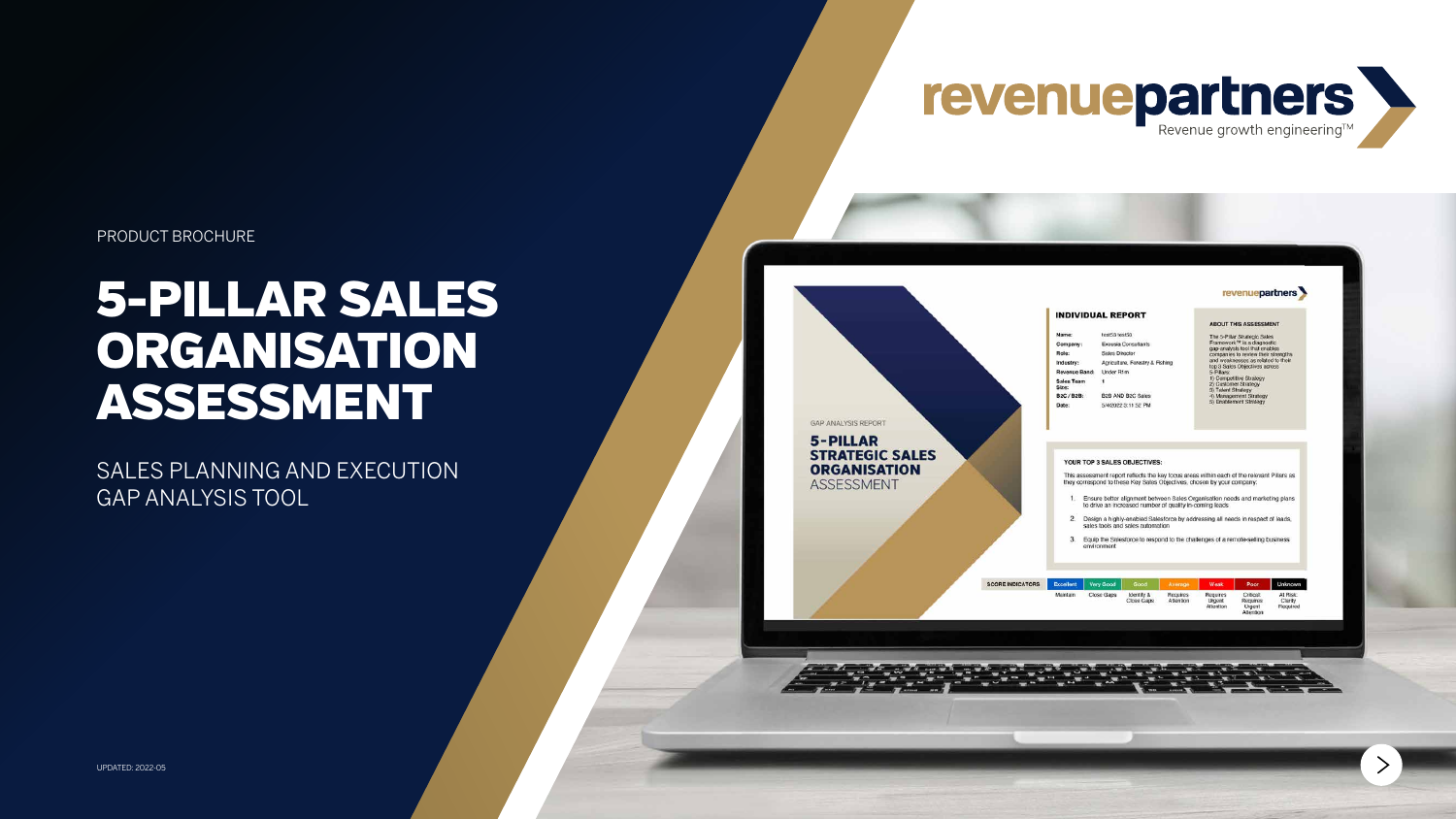revenuepartners
Revenue growth engineering™

PRODUCT BROCHURE

# 5-PILLAR SALES ORGANISATION ASSESSMENT

## SALES PLANNING AND EXECUTION GAP ANALYSIS TOOL

UPDATED: 2022-05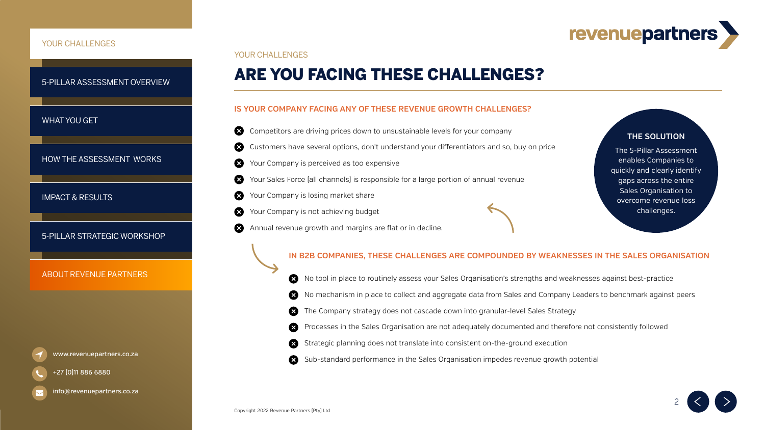YOUR CHALLENGES

# ARE YOU FACING THESE CHALLENGES?

## IS YOUR COMPANY FACING ANY OF THESE REVENUE GROWTH CHALLENGES?

- Competitors are driving prices down to unsustainable levels for your company
- Customers have several options, don't understand your differentiators and so, buy on price
- Your Company is perceived as too expensive
- Your Sales Force (all channels) is responsible for a large portion of annual revenue
- Your Company is losing market share
- Your Company is not achieving budget
- Annual revenue growth and margins are flat or in decline.

### THE SOLUTION

The 5-Pillar Assessment enables Companies to quickly and clearly identify gaps across the entire Sales Organisation to overcome revenue loss challenges.

## IN B2B COMPANIES, THESE CHALLENGES ARE COMPOUNDED BY WEAKNESSES IN THE SALES ORGANISATION

- No tool in place to routinely assess your Sales Organisation's strengths and weaknesses against best-practice
- No mechanism in place to collect and aggregate data from Sales and Company Leaders to benchmark against peers
- The Company strategy does not cascade down into granular-level Sales Strategy
- Processes in the Sales Organisation are not adequately documented and therefore not consistently followed
- Strategic planning does not translate into consistent on-the-ground execution
- Sub-standard performance in the Sales Organisation impedes revenue growth potential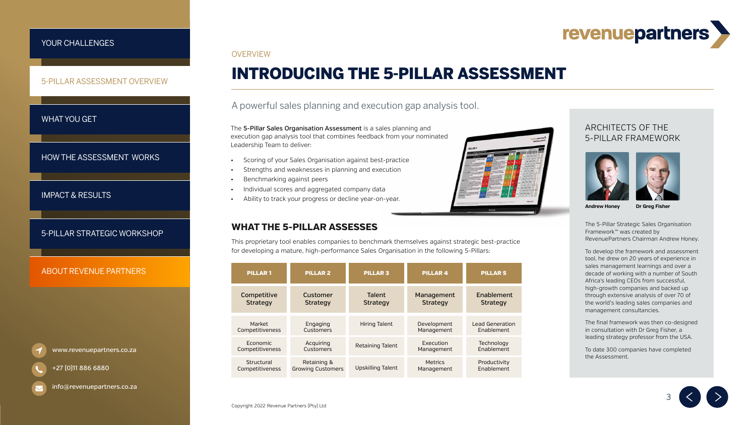YOUR CHALLENGES

5-PILLAR ASSESSMENT OVERVIEW

WHAT YOU GET

HOW THE ASSESSMENT WORKS

IMPACT & RESULTS

5-PILLAR STRATEGIC WORKSHOP

ABOUT REVENUE PARTNERS

www.revenuepartners.co.za

+27 (0)11 886 6880

info@revenuepartners.co.za

OVERVIEW

# INTRODUCING THE 5-PILLAR ASSESSMENT

A powerful sales planning and execution gap analysis tool.

The **5-Pillar Sales Organisation Assessment** is a sales planning and execution gap analysis tool that combines feedback from your nominated Leadership Team to deliver:

- Scoring of your Sales Organisation against best-practice
- Strengths and weaknesses in planning and execution
- Benchmarking against peers
- Individual scores and aggregated company data
- Ability to track your progress or decline year-on-year.

## WHAT THE 5-PILLAR ASSESSES

This proprietary tool enables companies to benchmark themselves against strategic best-practice for developing a mature, high-performance Sales Organisation in the following 5-Pillars:

| PILLAR 1 | PILLAR 2 | PILLAR 3 | PILLAR 4 | PILLAR 5 |
|---|---|---|---|---|
| Competitive Strategy | Customer Strategy | Talent Strategy | Management Strategy | Enablement Strategy |
| Market Competitiveness | Engaging Customers | Hiring Talent | Development Management | Lead Generation Enablement |
| Economic Competitiveness | Acquiring Customers | Retaining Talent | Execution Management | Technology Enablement |
| Structural Competitiveness | Retaining & Growing Customers | Upskilling Talent | Metrics Management | Productivity Enablement |

## ARCHITECTS OF THE 5-PILLAR FRAMEWORK

**Andrew Honey** **Dr Greg Fisher**

The 5-Pillar Strategic Sales Organisation Framework™ was created by RevenuePartners Chairman Andrew Honey.

To develop the framework and assessment tool, he drew on 20 years of experience in sales management learnings and over a decade of working with a number of South Africa's leading CEOs from successful, high-growth companies and backed up through extensive analysis of over 70 of the world's leading sales companies and management consultancies.

The final framework was then co-designed in consultation with Dr Greg Fisher, a leading strategy professor from the USA.

To date 300 companies have completed the Assessment.

Copyright 2022 Revenue Partners (Pty) Ltd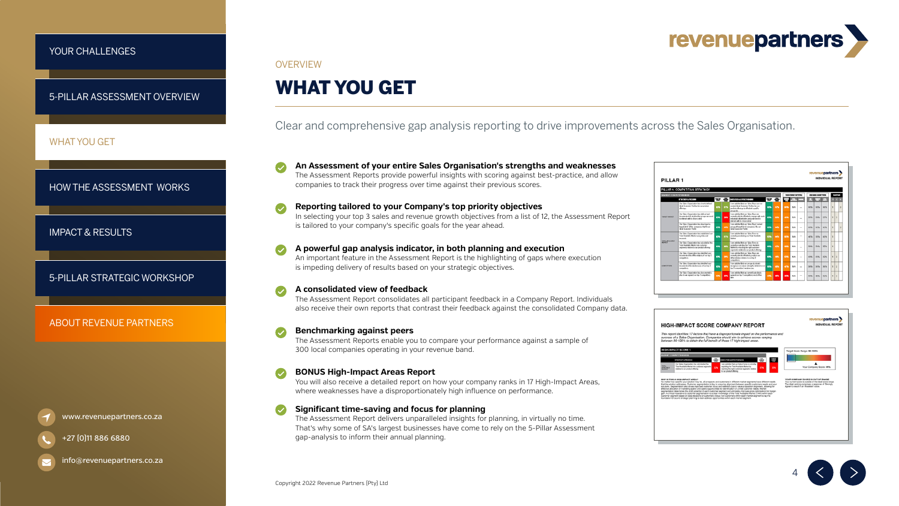YOUR CHALLENGES

5-PILLAR ASSESSMENT OVERVIEW

WHAT YOU GET

HOW THE ASSESSMENT WORKS

IMPACT & RESULTS

5-PILLAR STRATEGIC WORKSHOP

ABOUT REVENUE PARTNERS

www.revenuepartners.co.za

+27 (0)11 886 6880

info@revenuepartners.co.za

OVERVIEW

# WHAT YOU GET

Clear and comprehensive gap analysis reporting to drive improvements across the Sales Organisation.

- **An Assessment of your entire Sales Organisation's strengths and weaknesses**
  The Assessment Reports provide powerful insights with scoring against best-practice, and allow companies to track their progress over time against their previous scores.

- **Reporting tailored to your Company's top priority objectives**
  In selecting your top 3 sales and revenue growth objectives from a list of 12, the Assessment Report is tailored to your company's specific goals for the year ahead.

- **A powerful gap analysis indicator, in both planning and execution**
  An important feature in the Assessment Report is the highlighting of gaps where execution is impeding delivery of results based on your strategic objectives.

- **A consolidated view of feedback**
  The Assessment Report consolidates all participant feedback in a Company Report. Individuals also receive their own reports that contrast their feedback against the consolidated Company data.

- **Benchmarking against peers**
  The Assessment Reports enable you to compare your performance against a sample of 300 local companies operating in your revenue band.

- **BONUS High-Impact Areas Report**
  You will also receive a detailed report on how your company ranks in 17 High-Impact Areas, where weaknesses have a disproportionately high influence on performance.

- **Significant time-saving and focus for planning**
  The Assessment Report delivers unparalleled insights for planning, in virtually no time. That's why some of SA's largest businesses have come to rely on the 5-Pillar Assessment gap-analysis to inform their annual planning.

Copyright 2022 Revenue Partners (Pty) Ltd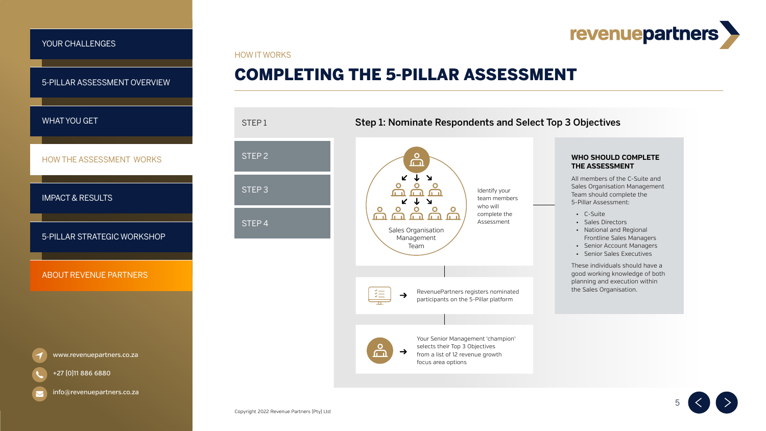YOUR CHALLENGES

5-PILLAR ASSESSMENT OVERVIEW

WHAT YOU GET

HOW THE ASSESSMENT WORKS

IMPACT & RESULTS

5-PILLAR STRATEGIC WORKSHOP

ABOUT REVENUE PARTNERS

www.revenuepartners.co.za

+27 (0)11 886 6880

info@revenuepartners.co.za

revenuepartners

HOW IT WORKS

# COMPLETING THE 5-PILLAR ASSESSMENT

STEP 1

STEP 2

STEP 3

STEP 4

## Step 1: Nominate Respondents and Select Top 3 Objectives

Sales Organisation Management Team

Identify your team members who will complete the Assessment

RevenuePartners registers nominated participants on the 5-Pillar platform

Your Senior Management 'champion' selects their Top 3 Objectives from a list of 12 revenue growth focus area options

### WHO SHOULD COMPLETE THE ASSESSMENT

All members of the C-Suite and Sales Organisation Management Team should complete the 5-Pillar Assessment:

- C-Suite
- Sales Directors
- National and Regional Frontline Sales Managers
- Senior Account Managers
- Senior Sales Executives

These individuals should have a good working knowledge of both planning and execution within the Sales Organisation.

Copyright 2022 Revenue Partners (Pty) Ltd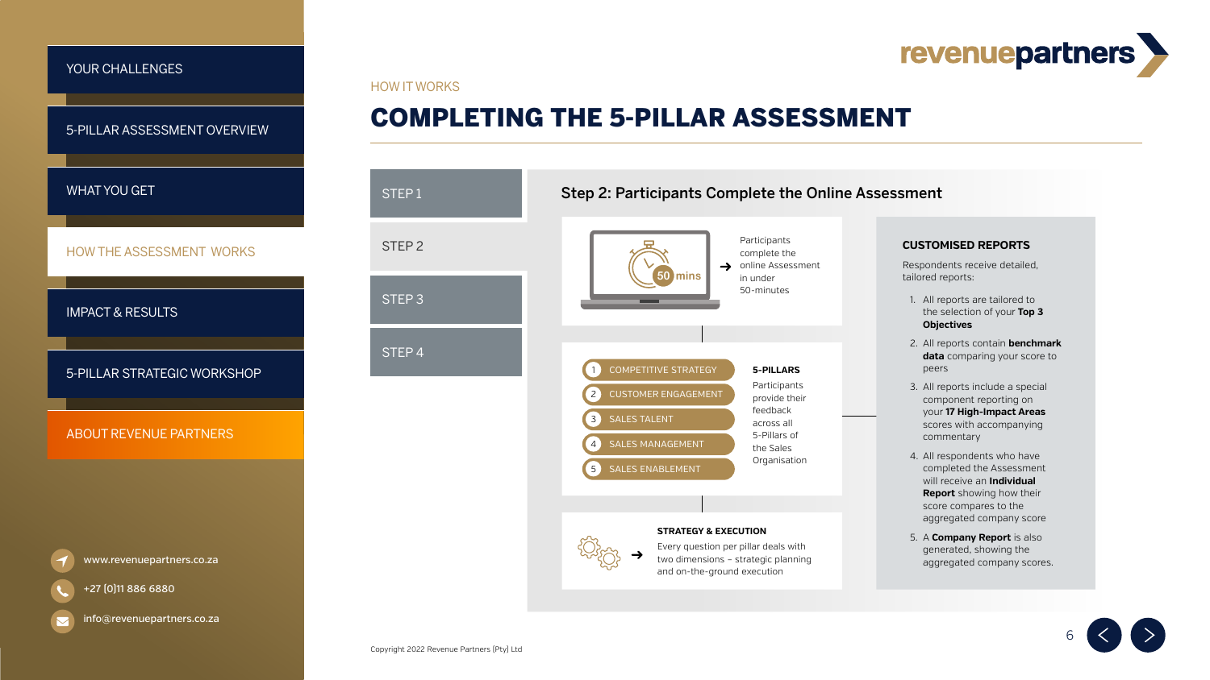YOUR CHALLENGES

5-PILLAR ASSESSMENT OVERVIEW

WHAT YOU GET

HOW THE ASSESSMENT WORKS

IMPACT & RESULTS

5-PILLAR STRATEGIC WORKSHOP

ABOUT REVENUE PARTNERS

www.revenuepartners.co.za

+27 (0)11 886 6880

info@revenuepartners.co.za

revenuepartners

HOW IT WORKS

# COMPLETING THE 5-PILLAR ASSESSMENT

STEP 1

STEP 2

STEP 3

STEP 4

## Step 2: Participants Complete the Online Assessment

50 mins

Participants complete the online Assessment in under 50-minutes

1. COMPETITIVE STRATEGY
2. CUSTOMER ENGAGEMENT
3. SALES TALENT
4. SALES MANAGEMENT
5. SALES ENABLEMENT

**5-PILLARS**

Participants provide their feedback across all 5-Pillars of the Sales Organisation

**STRATEGY & EXECUTION**

Every question per pillar deals with two dimensions – strategic planning and on-the-ground execution

**CUSTOMISED REPORTS**

Respondents receive detailed, tailored reports:

1. All reports are tailored to the selection of your **Top 3 Objectives**
2. All reports contain **benchmark data** comparing your score to peers
3. All reports include a special component reporting on your **17 High-Impact Areas** scores with accompanying commentary
4. All respondents who have completed the Assessment will receive an **Individual Report** showing how their score compares to the aggregated company score
5. A **Company Report** is also generated, showing the aggregated company scores.

Copyright 2022 Revenue Partners (Pty) Ltd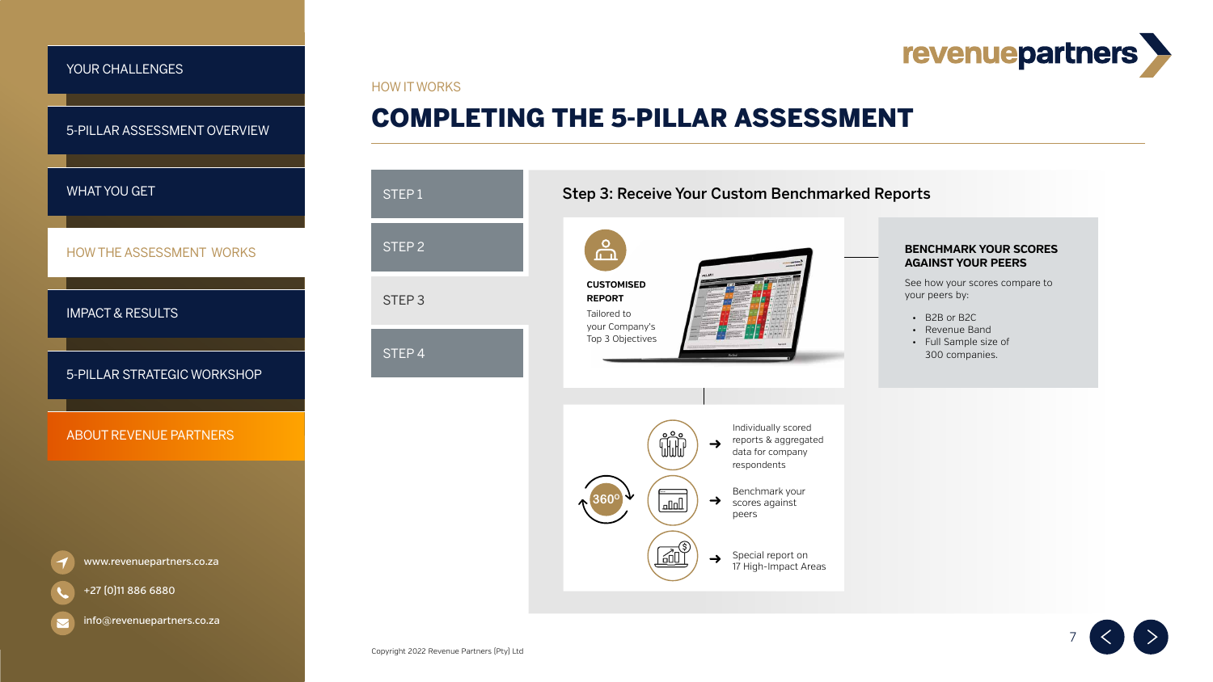YOUR CHALLENGES

5-PILLAR ASSESSMENT OVERVIEW

WHAT YOU GET

HOW THE ASSESSMENT WORKS

IMPACT & RESULTS

5-PILLAR STRATEGIC WORKSHOP

ABOUT REVENUE PARTNERS

www.revenuepartners.co.za

+27 (0)11 886 6880

info@revenuepartners.co.za

revenuepartners

HOW IT WORKS

# COMPLETING THE 5-PILLAR ASSESSMENT

STEP 1

STEP 2

STEP 3

STEP 4

## Step 3: Receive Your Custom Benchmarked Reports

**CUSTOMISED REPORT**

Tailored to your Company's Top 3 Objectives

**BENCHMARK YOUR SCORES AGAINST YOUR PEERS**

See how your scores compare to your peers by:

- B2B or B2C
- Revenue Band
- Full Sample size of 300 companies.

360°

- Individually scored reports & aggregated data for company respondents
- Benchmark your scores against peers
- Special report on 17 High-Impact Areas

Copyright 2022 Revenue Partners (Pty) Ltd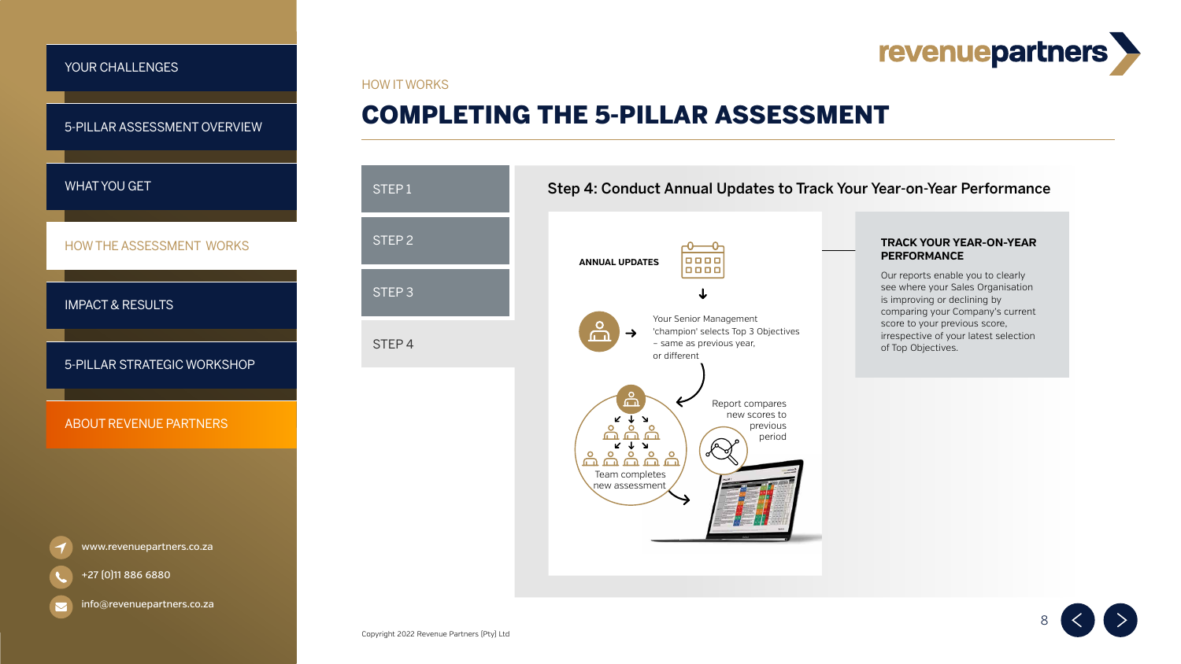YOUR CHALLENGES

5-PILLAR ASSESSMENT OVERVIEW

WHAT YOU GET

HOW THE ASSESSMENT WORKS

IMPACT & RESULTS

5-PILLAR STRATEGIC WORKSHOP

ABOUT REVENUE PARTNERS

www.revenuepartners.co.za

+27 (0)11 886 6880

info@revenuepartners.co.za

revenuepartners

HOW IT WORKS

# COMPLETING THE 5-PILLAR ASSESSMENT

STEP 1

STEP 2

STEP 3

STEP 4

## Step 4: Conduct Annual Updates to Track Your Year-on-Year Performance

ANNUAL UPDATES

Your Senior Management 'champion' selects Top 3 Objectives – same as previous year, or different

Team completes new assessment

Report compares new scores to previous period

### TRACK YOUR YEAR-ON-YEAR PERFORMANCE

Our reports enable you to clearly see where your Sales Organisation is improving or declining by comparing your Company's current score to your previous score, irrespective of your latest selection of Top Objectives.

Copyright 2022 Revenue Partners (Pty) Ltd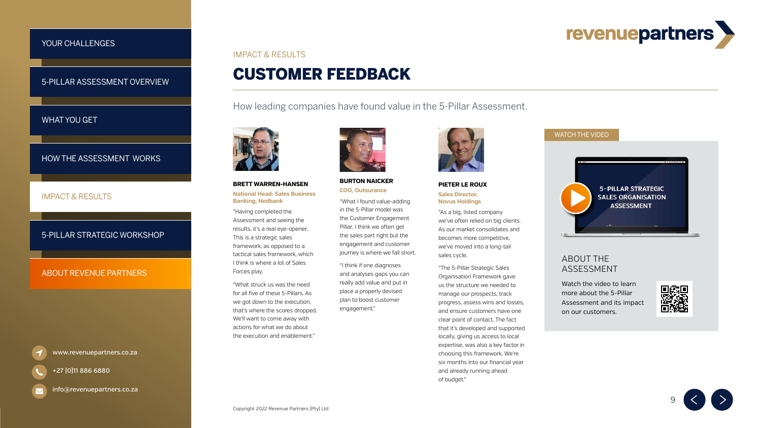YOUR CHALLENGES

5-PILLAR ASSESSMENT OVERVIEW

WHAT YOU GET

HOW THE ASSESSMENT WORKS

IMPACT & RESULTS

5-PILLAR STRATEGIC WORKSHOP

ABOUT REVENUE PARTNERS

www.revenuepartners.co.za

+27 (0)11 886 6880

info@revenuepartners.co.za

revenuepartners

IMPACT & RESULTS

# CUSTOMER FEEDBACK

How leading companies have found value in the 5-Pillar Assessment.

**BRETT WARREN-HANSEN**

**National Head: Sales Business Banking, Nedbank**

"Having completed the Assessment and seeing the results, it's a real eye-opener. This is a strategic sales framework, as opposed to a tactical sales framework, which I think is where a lot of Sales Forces play.

"What struck us was the need for all five of these 5-Pillars. As we got down to the execution, that's where the scores dropped. We'll want to come away with actions for what we do about the execution and enablement."

**BURTON NAICKER**

**COO, Outsurance**

"What I found value-adding in the 5-Pillar model was the Customer Engagement Pillar. I think we often get the sales part right but the engagement and customer journey is where we fall short.

"I think if one diagnoses and analyses gaps you can really add value and put in place a properly devised plan to boost customer engagement."

**PIETER LE ROUX**

**Sales Director, Novus Holdings**

"As a big, listed company we've often relied on big clients. As our market consolidates and becomes more competitive, we've moved into a long-tail sales cycle.

"The 5-Pillar Strategic Sales Organisation Framework gave us the structure we needed to manage our prospects, track progress, assess wins and losses, and ensure customers have one clear point of contact. The fact that it's developed and supported locally, giving us access to local expertise, was also a key factor in choosing this framework. We're six months into our financial year and already running ahead of budget."

WATCH THE VIDEO

5-PILLAR STRATEGIC SALES ORGANISATION ASSESSMENT

## ABOUT THE ASSESSMENT

Watch the video to learn more about the 5-Pillar Assessment and its impact on our customers.

Copyright 2022 Revenue Partners (Pty) Ltd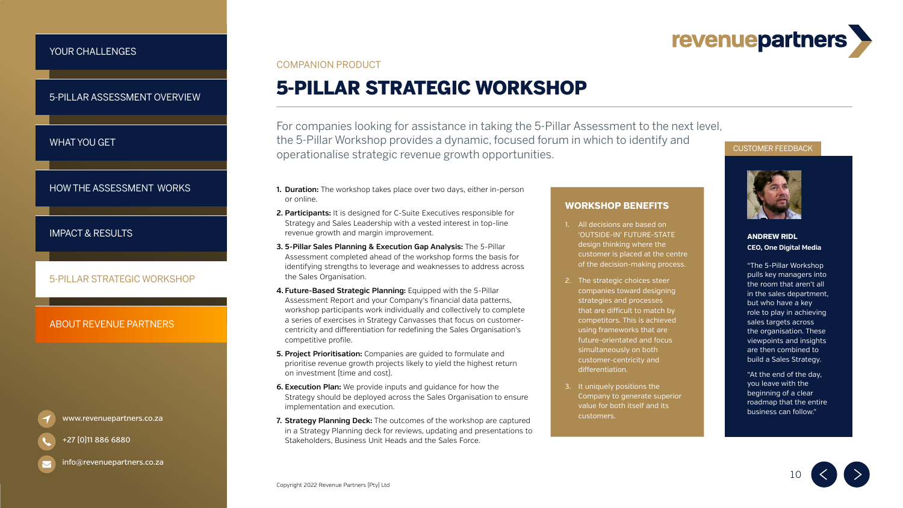YOUR CHALLENGES

5-PILLAR ASSESSMENT OVERVIEW

WHAT YOU GET

HOW THE ASSESSMENT WORKS

IMPACT & RESULTS

5-PILLAR STRATEGIC WORKSHOP

ABOUT REVENUE PARTNERS

www.revenuepartners.co.za

+27 (0)11 886 6880

info@revenuepartners.co.za

COMPANION PRODUCT

# 5-PILLAR STRATEGIC WORKSHOP

For companies looking for assistance in taking the 5-Pillar Assessment to the next level, the 5-Pillar Workshop provides a dynamic, focused forum in which to identify and operationalise strategic revenue growth opportunities.

1. **Duration:** The workshop takes place over two days, either in-person or online.
2. **Participants:** It is designed for C-Suite Executives responsible for Strategy and Sales Leadership with a vested interest in top-line revenue growth and margin improvement.
3. **5-Pillar Sales Planning & Execution Gap Analysis:** The 5-Pillar Assessment completed ahead of the workshop forms the basis for identifying strengths to leverage and weaknesses to address across the Sales Organisation.
4. **Future-Based Strategic Planning:** Equipped with the 5-Pillar Assessment Report and your Company's financial data patterns, workshop participants work individually and collectively to complete a series of exercises in Strategy Canvasses that focus on customer-centricity and differentiation for redefining the Sales Organisation's competitive profile.
5. **Project Prioritisation:** Companies are guided to formulate and prioritise revenue growth projects likely to yield the highest return on investment (time and cost).
6. **Execution Plan:** We provide inputs and guidance for how the Strategy should be deployed across the Sales Organisation to ensure implementation and execution.
7. **Strategy Planning Deck:** The outcomes of the workshop are captured in a Strategy Planning deck for reviews, updating and presentations to Stakeholders, Business Unit Heads and the Sales Force.

### WORKSHOP BENEFITS

1. All decisions are based on 'OUTSIDE-IN' FUTURE-STATE design thinking where the customer is placed at the centre of the decision-making process.
2. The strategic choices steer companies toward designing strategies and processes that are difficult to match by competitors. This is achieved using frameworks that are future-orientated and focus simultaneously on both customer-centricity and differentiation.
3. It uniquely positions the Company to generate superior value for both itself and its customers.

CUSTOMER FEEDBACK

**ANDREW RIDL**
**CEO, One Digital Media**

"The 5-Pillar Workshop pulls key managers into the room that aren't all in the sales department, but who have a key role to play in achieving sales targets across the organisation. These viewpoints and insights are then combined to build a Sales Strategy.

"At the end of the day, you leave with the beginning of a clear roadmap that the entire business can follow."

Copyright 2022 Revenue Partners (Pty) Ltd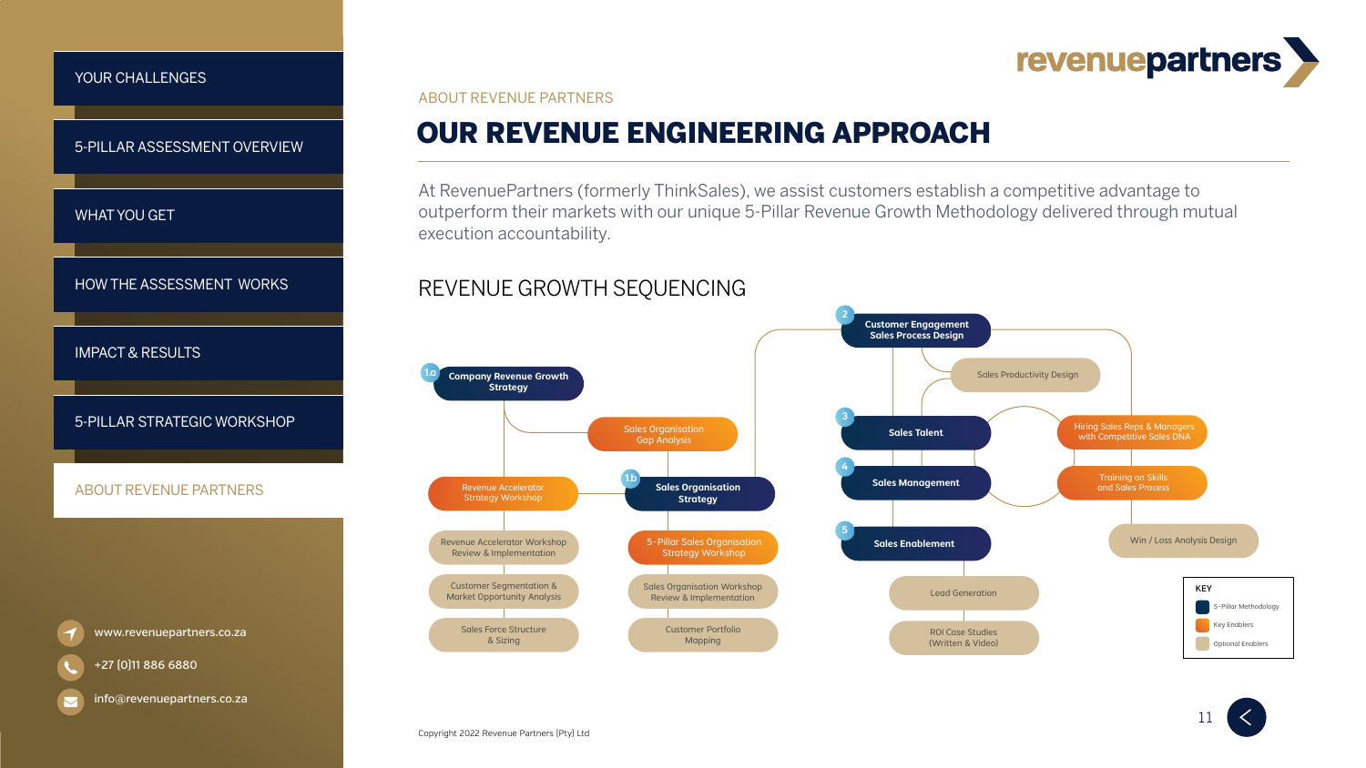YOUR CHALLENGES

5-PILLAR ASSESSMENT OVERVIEW

WHAT YOU GET

HOW THE ASSESSMENT WORKS

IMPACT & RESULTS

5-PILLAR STRATEGIC WORKSHOP

ABOUT REVENUE PARTNERS

www.revenuepartners.co.za

+27 (0)11 886 6880

info@revenuepartners.co.za

revenuepartners

ABOUT REVENUE PARTNERS

# OUR REVENUE ENGINEERING APPROACH

At RevenuePartners (formerly ThinkSales), we assist customers establish a competitive advantage to outperform their markets with our unique 5-Pillar Revenue Growth Methodology delivered through mutual execution accountability.

## REVENUE GROWTH SEQUENCING

1.a Company Revenue Growth Strategy

Sales Organisation Gap Analysis

Revenue Accelerator Strategy Workshop

1.b Sales Organisation Strategy

Revenue Accelerator Workshop Review & Implementation

5-Pillar Sales Organisation Strategy Workshop

Customer Segmentation & Market Opportunity Analysis

Sales Organisation Workshop Review & Implementation

Sales Force Structure & Sizing

Customer Portfolio Mapping

2 Customer Engagement Sales Process Design

Sales Productivity Design

3 Sales Talent

Hiring Sales Reps & Managers with Competitive Sales DNA

4 Sales Management

Training on Skills and Sales Process

5 Sales Enablement

Win / Loss Analysis Design

Lead Generation

ROI Case Studies (Written & Video)

KEY

5-Pillar Methodology

Key Enablers

Optional Enablers

Copyright 2022 Revenue Partners (Pty) Ltd